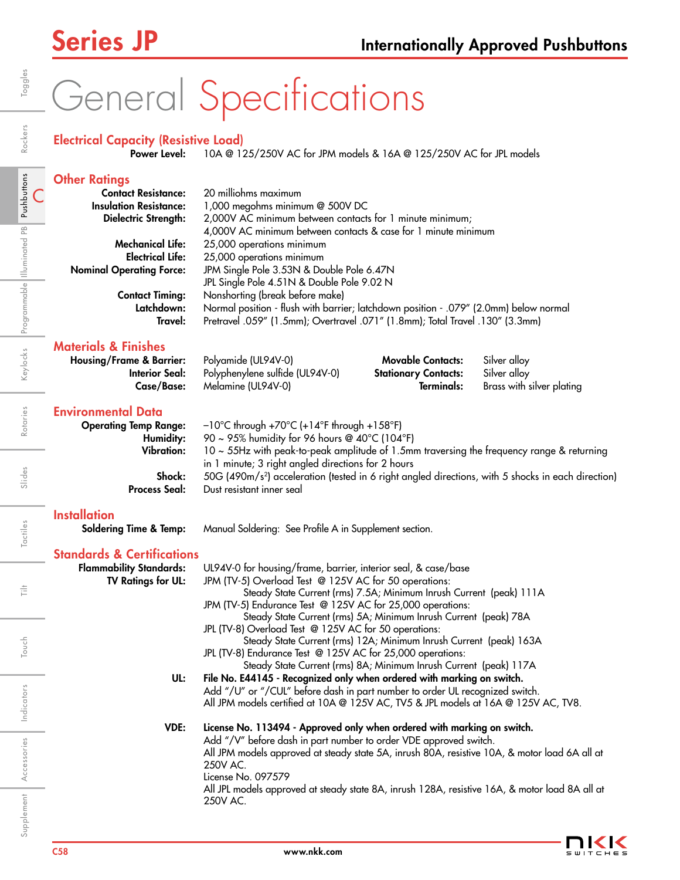# Series JP

## Internationally Approved Pushbuttons

# General Specifications

### Electrical Capacity (Resistive Load)

**Power Level:** 10A @ 125/250V AC for JPM models & 16A @ 125/250V AC for JPL models

### Other Ratings

**Contact Resistance:** 20 milliohms maximum

**Insulation Resistance:** 1,000 megohms minimum @ 500V DC

**Dielectric Strength:** 2,000V AC minimum between contacts for 1 minute minimum;
4,000V AC minimum between contacts & case for 1 minute minimum

**Mechanical Life:** 25,000 operations minimum

**Electrical Life:** 25,000 operations minimum

**Nominal Operating Force:** JPM Single Pole 3.53N & Double Pole 6.47N
JPL Single Pole 4.51N & Double Pole 9.02 N

**Contact Timing:** Nonshorting (break before make)

**Latchdown:** Normal position - flush with barrier; latchdown position - .079" (2.0mm) below normal

**Travel:** Pretravel .059" (1.5mm); Overtravel .071" (1.8mm); Total Travel .130" (3.3mm)

### Materials & Finishes

**Housing/Frame & Barrier:** Polyamide (UL94V-0)

**Interior Seal:** Polyphenylene sulfide (UL94V-0)

**Case/Base:** Melamine (UL94V-0)

**Movable Contacts:** Silver alloy

**Stationary Contacts:** Silver alloy

**Terminals:** Brass with silver plating

### Environmental Data

**Operating Temp Range:** –10°C through +70°C (+14°F through +158°F)

**Humidity:** 90 ~ 95% humidity for 96 hours @ 40°C (104°F)

**Vibration:** 10 ~ 55Hz with peak-to-peak amplitude of 1.5mm traversing the frequency range & returning in 1 minute; 3 right angled directions for 2 hours

**Shock:** 50G (490m/s²) acceleration (tested in 6 right angled directions, with 5 shocks in each direction)

**Process Seal:** Dust resistant inner seal

### Installation

**Soldering Time & Temp:** Manual Soldering: See Profile A in Supplement section.

### Standards & Certifications

**Flammability Standards:** UL94V-0 for housing/frame, barrier, interior seal, & case/base

**TV Ratings for UL:**
JPM (TV-5) Overload Test @ 125V AC for 50 operations:
Steady State Current (rms) 7.5A; Minimum Inrush Current (peak) 111A
JPM (TV-5) Endurance Test @ 125V AC for 25,000 operations:
Steady State Current (rms) 5A; Minimum Inrush Current (peak) 78A
JPL (TV-8) Overload Test @ 125V AC for 50 operations:
Steady State Current (rms) 12A; Minimum Inrush Current (peak) 163A
JPL (TV-8) Endurance Test @ 125V AC for 25,000 operations:
Steady State Current (rms) 8A; Minimum Inrush Current (peak) 117A

**UL:** **File No. E44145 - Recognized only when ordered with marking on switch.**
Add "/U" or "/CUL" before dash in part number to order UL recognized switch.
All JPM models certified at 10A @ 125V AC, TV5 & JPL models at 16A @ 125V AC, TV8.

**VDE:** **License No. 113494 - Approved only when ordered with marking on switch.**
Add "/V" before dash in part number to order VDE approved switch.
All JPM models approved at steady state 5A, inrush 80A, resistive 10A, & motor load 6A all at 250V AC.
License No. 097579
All JPL models approved at steady state 8A, inrush 128A, resistive 16A, & motor load 8A all at 250V AC.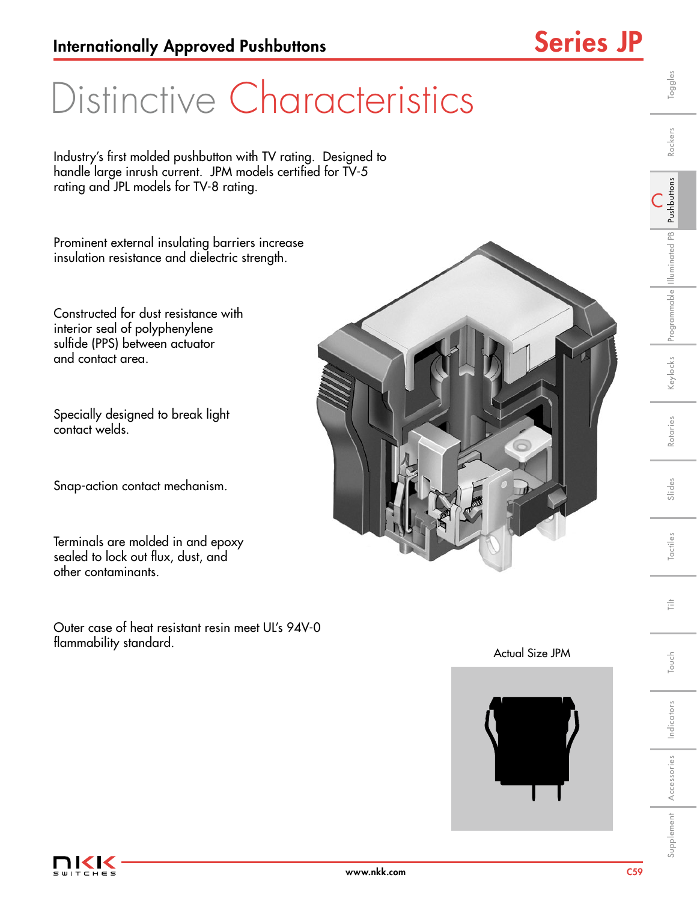# Distinctive Characteristics

Industry's first molded pushbutton with TV rating. Designed to handle large inrush current. JPM models certified for TV-5 rating and JPL models for TV-8 rating.

Prominent external insulating barriers increase insulation resistance and dielectric strength.

Constructed for dust resistance with interior seal of polyphenylene sulfide (PPS) between actuator and contact area.

Specially designed to break light contact welds.

Snap-action contact mechanism.

Terminals are molded in and epoxy sealed to lock out flux, dust, and other contaminants.

Outer case of heat resistant resin meet UL's 94V-0 flammability standard.

Actual Size JPM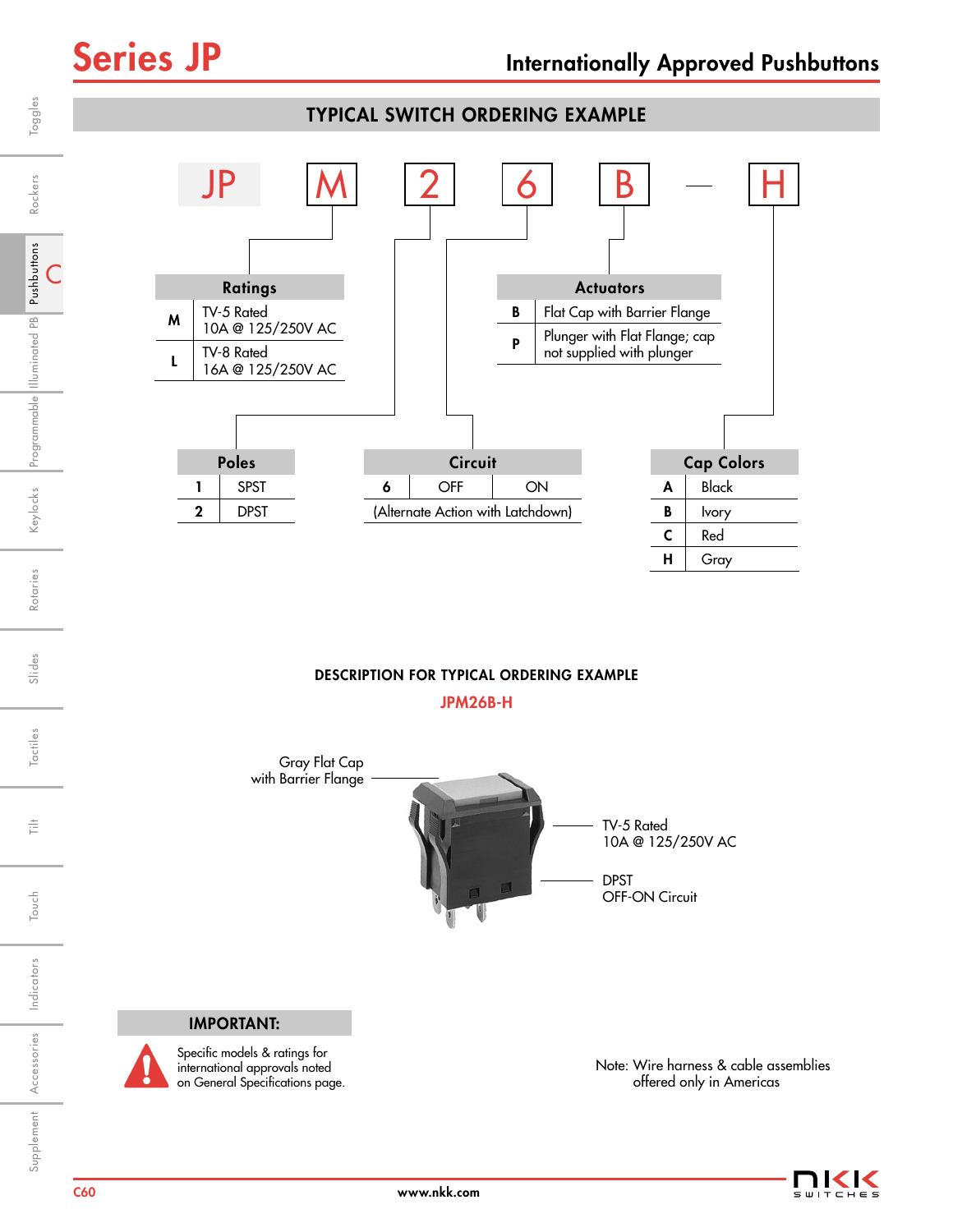## TYPICAL SWITCH ORDERING EXAMPLE

JP M 2 6 B — H

**Ratings**

| | |
|---|---|
| **M** | TV-5 Rated 10A @ 125/250V AC |
| **L** | TV-8 Rated 16A @ 125/250V AC |

**Actuators**

| | |
|---|---|
| **B** | Flat Cap with Barrier Flange |
| **P** | Plunger with Flat Flange; cap not supplied with plunger |

**Poles**

| | |
|---|---|
| **1** | SPST |
| **2** | DPST |

**Circuit**

| | | |
|---|---|---|
| **6** | OFF | ON |

(Alternate Action with Latchdown)

**Cap Colors**

| | |
|---|---|
| **A** | Black |
| **B** | Ivory |
| **C** | Red |
| **H** | Gray |

### DESCRIPTION FOR TYPICAL ORDERING EXAMPLE

**JPM26B-H**

Gray Flat Cap with Barrier Flange

TV-5 Rated 10A @ 125/250V AC

DPST OFF-ON Circuit

**IMPORTANT:**

Specific models & ratings for international approvals noted on General Specifications page.

Note: Wire harness & cable assemblies offered only in Americas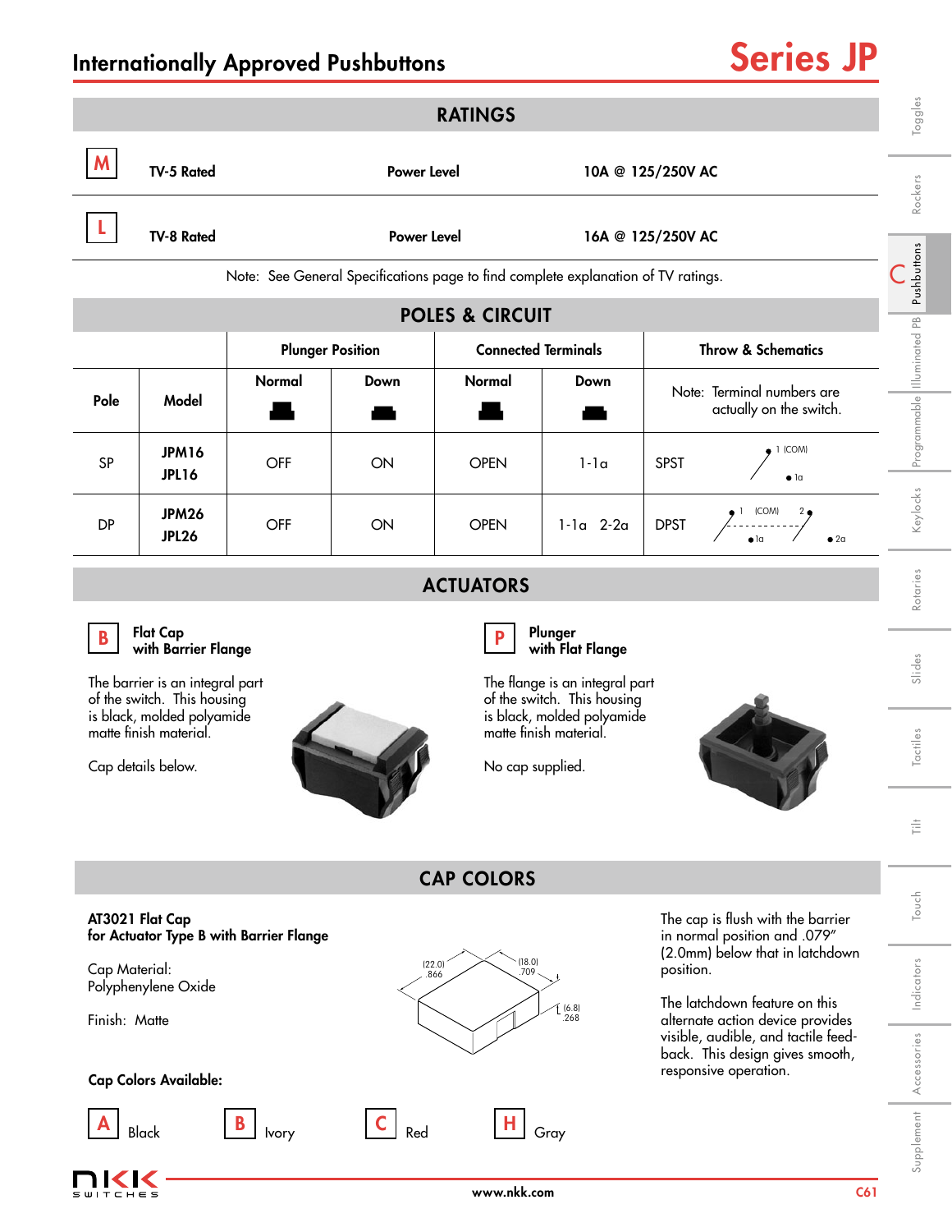# Internationally Approved Pushbuttons

# Series JP

## RATINGS

| | | | |
|---|---|---|---|
| M | TV-5 Rated | Power Level | 10A @ 125/250V AC |
| L | TV-8 Rated | Power Level | 16A @ 125/250V AC |

Note: See General Specifications page to find complete explanation of TV ratings.

## POLES & CIRCUIT

| | | Plunger Position | | Connected Terminals | | Throw & Schematics |
|---|---|---|---|---|---|---|
| Pole | Model | Normal | Down | Normal | Down | Note: Terminal numbers are actually on the switch. |
| SP | JPM16 JPL16 | OFF | ON | OPEN | 1-1a | SPST 1 (COM) 1a |
| DP | JPM26 JPL26 | OFF | ON | OPEN | 1-1a 2-2a | DPST 1 (COM) 2 1a 2a |

## ACTUATORS

**B** **Flat Cap with Barrier Flange**

The barrier is an integral part of the switch. This housing is black, molded polyamide matte finish material.

Cap details below.

**P** **Plunger with Flat Flange**

The flange is an integral part of the switch. This housing is black, molded polyamide matte finish material.

No cap supplied.

## CAP COLORS

**AT3021 Flat Cap**
**for Actuator Type B with Barrier Flange**

Cap Material:
Polyphenylene Oxide

Finish: Matte

(22.0) .866
(18.0) .709
(6.8) .268

The cap is flush with the barrier in normal position and .079" (2.0mm) below that in latchdown position.

The latchdown feature on this alternate action device provides visible, audible, and tactile feedback. This design gives smooth, responsive operation.

**Cap Colors Available:**

**A** Black **B** Ivory **C** Red **H** Gray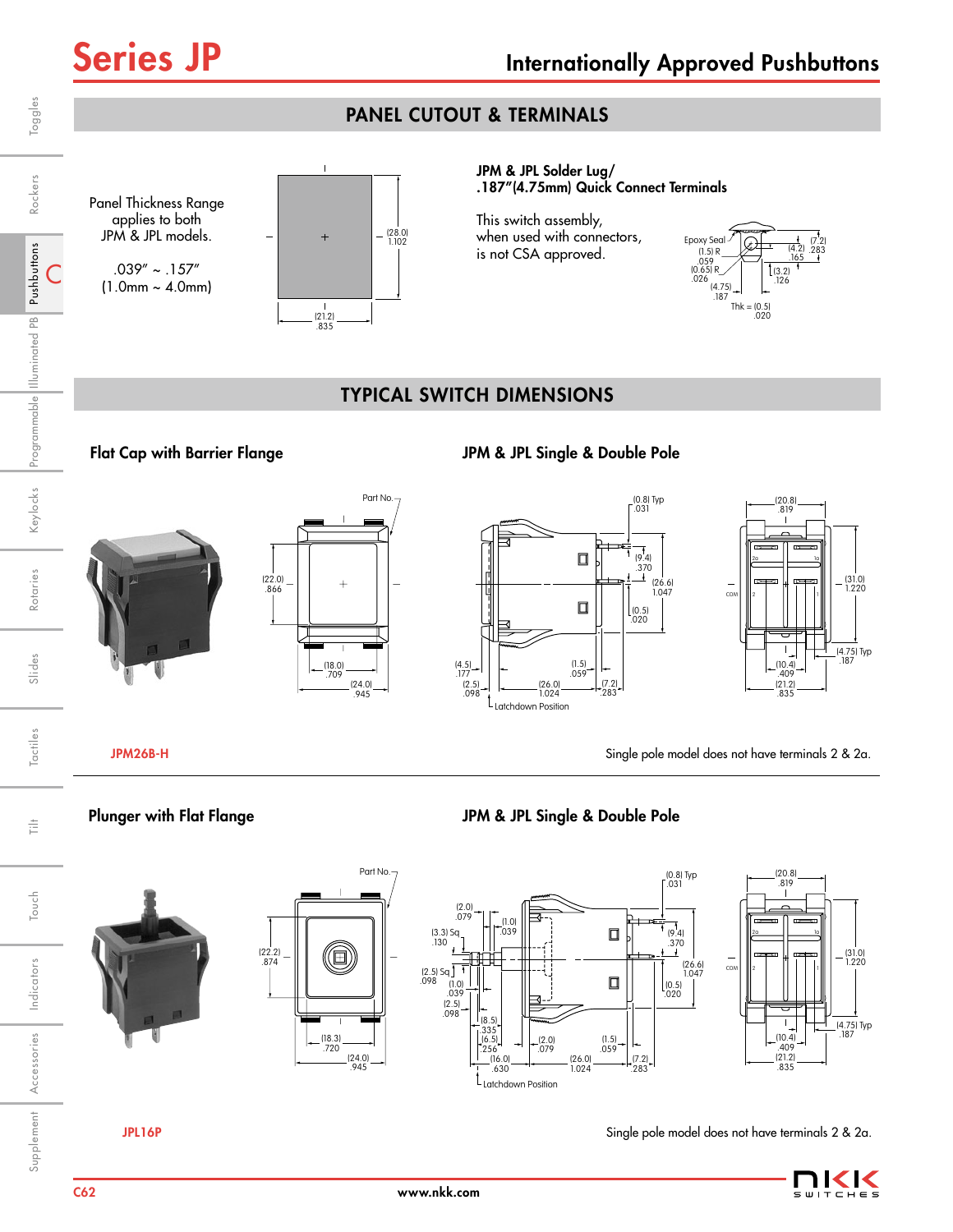# Series JP

## Internationally Approved Pushbuttons

## PANEL CUTOUT & TERMINALS

Panel Thickness Range applies to both JPM & JPL models.

.039" ~ .157"
(1.0mm ~ 4.0mm)

(28.0)
1.102

(21.2)
.835

### JPM & JPL Solder Lug/ .187"(4.75mm) Quick Connect Terminals

This switch assembly, when used with connectors, is not CSA approved.

Epoxy Seal
(1.5) R
.059
(0.65) R
.026
(4.75)
.187
Thk = (0.5)
.020
(4.2)
.165
(7.2)
.283
(3.2)
.126

## TYPICAL SWITCH DIMENSIONS

### Flat Cap with Barrier Flange

Part No.

(22.0)
.866

(18.0)
.709

(24.0)
.945

**JPM26B-H**

### JPM & JPL Single & Double Pole

(0.8) Typ
.031
(9.4)
.370
(26.6)
1.047
(0.5)
.020
(4.5)
.177
(2.5)
.098
(1.5)
.059
(26.0)
1.024
(7.2)
.283
Latchdown Position

(20.8)
.819
2a
1a
COM
2
1
(31.0)
1.220
(4.75) Typ
.187
(10.4)
.409
(21.2)
.835

Single pole model does not have terminals 2 & 2a.

### Plunger with Flat Flange

Part No.

(22.2)
.874

(18.3)
.720

(24.0)
.945

**JPL16P**

### JPM & JPL Single & Double Pole

(2.0)
.079
(1.0)
.039
(3.3) Sq
.130
(0.8) Typ
.031
(9.4)
.370
(26.6)
1.047
(0.5)
.020
(2.5) Sq
.098
(1.0)
.039
(2.5)
.098
(8.5)
.335
(6.5)
.256
(16.0)
.630
(2.0)
.079
(1.5)
.059
(26.0)
1.024
(7.2)
.283
Latchdown Position

(20.8)
.819
2a
1a
COM
2
1
(31.0)
1.220
(4.75) Typ
.187
(10.4)
.409
(21.2)
.835

Single pole model does not have terminals 2 & 2a.

www.nkk.com